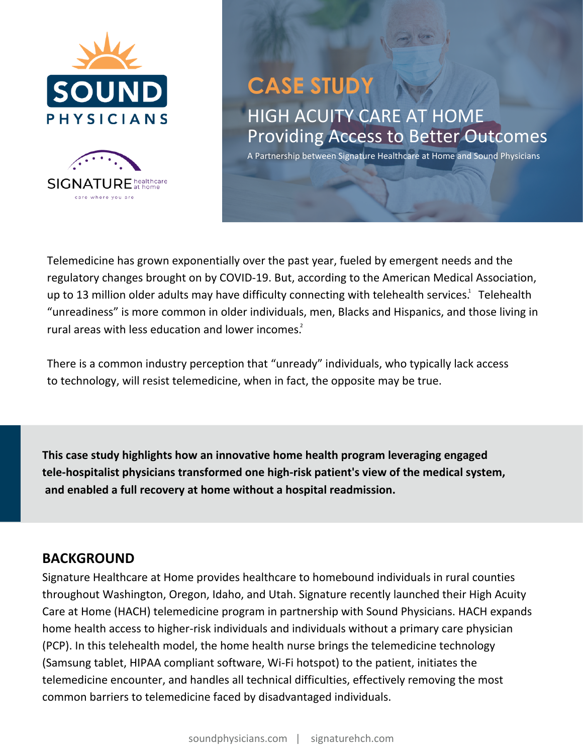SOUND PHYSICIANS

SIGNATURE healthcare at home — care where you are

# CASE STUDY

## HIGH ACUITY CARE AT HOME
## Providing Access to Better Outcomes

A Partnership between Signature Healthcare at Home and Sound Physicians

Telemedicine has grown exponentially over the past year, fueled by emergent needs and the regulatory changes brought on by COVID-19. But, according to the American Medical Association, up to 13 million older adults may have difficulty connecting with telehealth services.[1] Telehealth "unreadiness" is more common in older individuals, men, Blacks and Hispanics, and those living in rural areas with less education and lower incomes.[2]

There is a common industry perception that "unready" individuals, who typically lack access to technology, will resist telemedicine, when in fact, the opposite may be true.

**This case study highlights how an innovative home health program leveraging engaged tele-hospitalist physicians transformed one high-risk patient's view of the medical system, and enabled a full recovery at home without a hospital readmission.**

## BACKGROUND

Signature Healthcare at Home provides healthcare to homebound individuals in rural counties throughout Washington, Oregon, Idaho, and Utah. Signature recently launched their High Acuity Care at Home (HACH) telemedicine program in partnership with Sound Physicians. HACH expands home health access to higher-risk individuals and individuals without a primary care physician (PCP). In this telehealth model, the home health nurse brings the telemedicine technology (Samsung tablet, HIPAA compliant software, Wi-Fi hotspot) to the patient, initiates the telemedicine encounter, and handles all technical difficulties, effectively removing the most common barriers to telemedicine faced by disadvantaged individuals.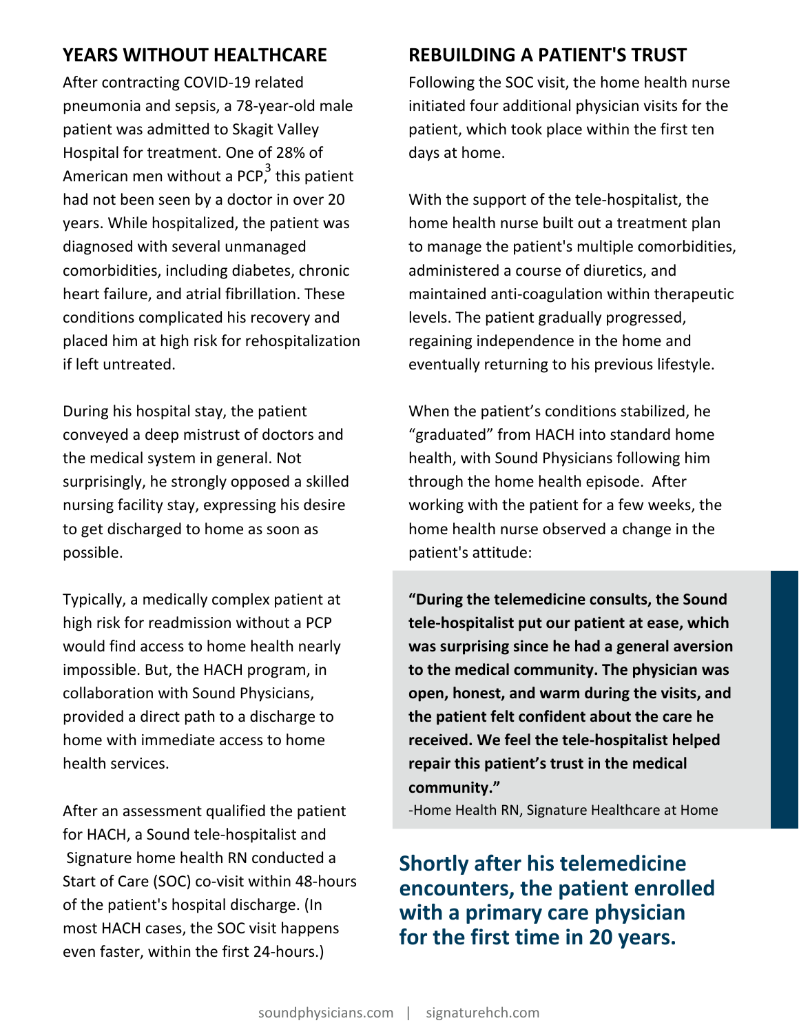## YEARS WITHOUT HEALTHCARE

After contracting COVID-19 related pneumonia and sepsis, a 78-year-old male patient was admitted to Skagit Valley Hospital for treatment. One of 28% of American men without a PCP,[3] this patient had not been seen by a doctor in over 20 years. While hospitalized, the patient was diagnosed with several unmanaged comorbidities, including diabetes, chronic heart failure, and atrial fibrillation. These conditions complicated his recovery and placed him at high risk for rehospitalization if left untreated.

During his hospital stay, the patient conveyed a deep mistrust of doctors and the medical system in general. Not surprisingly, he strongly opposed a skilled nursing facility stay, expressing his desire to get discharged to home as soon as possible.

Typically, a medically complex patient at high risk for readmission without a PCP would find access to home health nearly impossible. But, the HACH program, in collaboration with Sound Physicians, provided a direct path to a discharge to home with immediate access to home health services.

After an assessment qualified the patient for HACH, a Sound tele-hospitalist and Signature home health RN conducted a Start of Care (SOC) co-visit within 48-hours of the patient's hospital discharge. (In most HACH cases, the SOC visit happens even faster, within the first 24-hours.)

## REBUILDING A PATIENT'S TRUST

Following the SOC visit, the home health nurse initiated four additional physician visits for the patient, which took place within the first ten days at home.

With the support of the tele-hospitalist, the home health nurse built out a treatment plan to manage the patient's multiple comorbidities, administered a course of diuretics, and maintained anti-coagulation within therapeutic levels. The patient gradually progressed, regaining independence in the home and eventually returning to his previous lifestyle.

When the patient’s conditions stabilized, he “graduated” from HACH into standard home health, with Sound Physicians following him through the home health episode. After working with the patient for a few weeks, the home health nurse observed a change in the patient's attitude:

> **“During the telemedicine consults, the Sound tele-hospitalist put our patient at ease, which was surprising since he had a general aversion to the medical community. The physician was open, honest, and warm during the visits, and the patient felt confident about the care he received. We feel the tele-hospitalist helped repair this patient’s trust in the medical community.”**
>
> -Home Health RN, Signature Healthcare at Home

**Shortly after his telemedicine encounters, the patient enrolled with a primary care physician for the first time in 20 years.**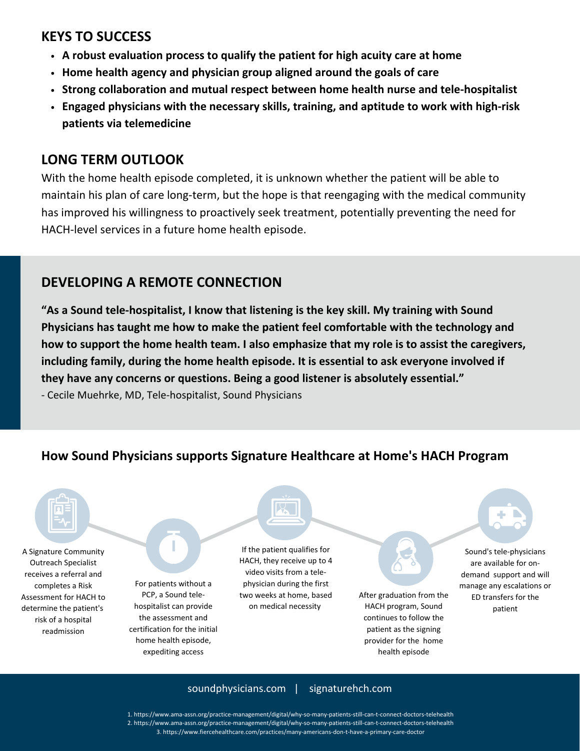## KEYS TO SUCCESS

- **A robust evaluation process to qualify the patient for high acuity care at home**
- **Home health agency and physician group aligned around the goals of care**
- **Strong collaboration and mutual respect between home health nurse and tele-hospitalist**
- **Engaged physicians with the necessary skills, training, and aptitude to work with high-risk patients via telemedicine**

## LONG TERM OUTLOOK

With the home health episode completed, it is unknown whether the patient will be able to maintain his plan of care long-term, but the hope is that reengaging with the medical community has improved his willingness to proactively seek treatment, potentially preventing the need for HACH-level services in a future home health episode.

## DEVELOPING A REMOTE CONNECTION

**"As a Sound tele-hospitalist, I know that listening is the key skill. My training with Sound Physicians has taught me how to make the patient feel comfortable with the technology and how to support the home health team. I also emphasize that my role is to assist the caregivers, including family, during the home health episode. It is essential to ask everyone involved if they have any concerns or questions. Being a good listener is absolutely essential."**

- Cecile Muehrke, MD, Tele-hospitalist, Sound Physicians

## How Sound Physicians supports Signature Healthcare at Home's HACH Program

A Signature Community Outreach Specialist receives a referral and completes a Risk Assessment for HACH to determine the patient's risk of a hospital readmission

For patients without a PCP, a Sound tele-hospitalist can provide the assessment and certification for the initial home health episode, expediting access

If the patient qualifies for HACH, they receive up to 4 video visits from a tele-physician during the first two weeks at home, based on medical necessity

After graduation from the HACH program, Sound continues to follow the patient as the signing provider for the home health episode

Sound's tele-physicians are available for on-demand support and will manage any escalations or ED transfers for the patient

soundphysicians.com | signaturehch.com

1. https://www.ama-assn.org/practice-management/digital/why-so-many-patients-still-can-t-connect-doctors-telehealth
2. https://www.ama-assn.org/practice-management/digital/why-so-many-patients-still-can-t-connect-doctors-telehealth
3. https://www.fiercehealthcare.com/practices/many-americans-don-t-have-a-primary-care-doctor